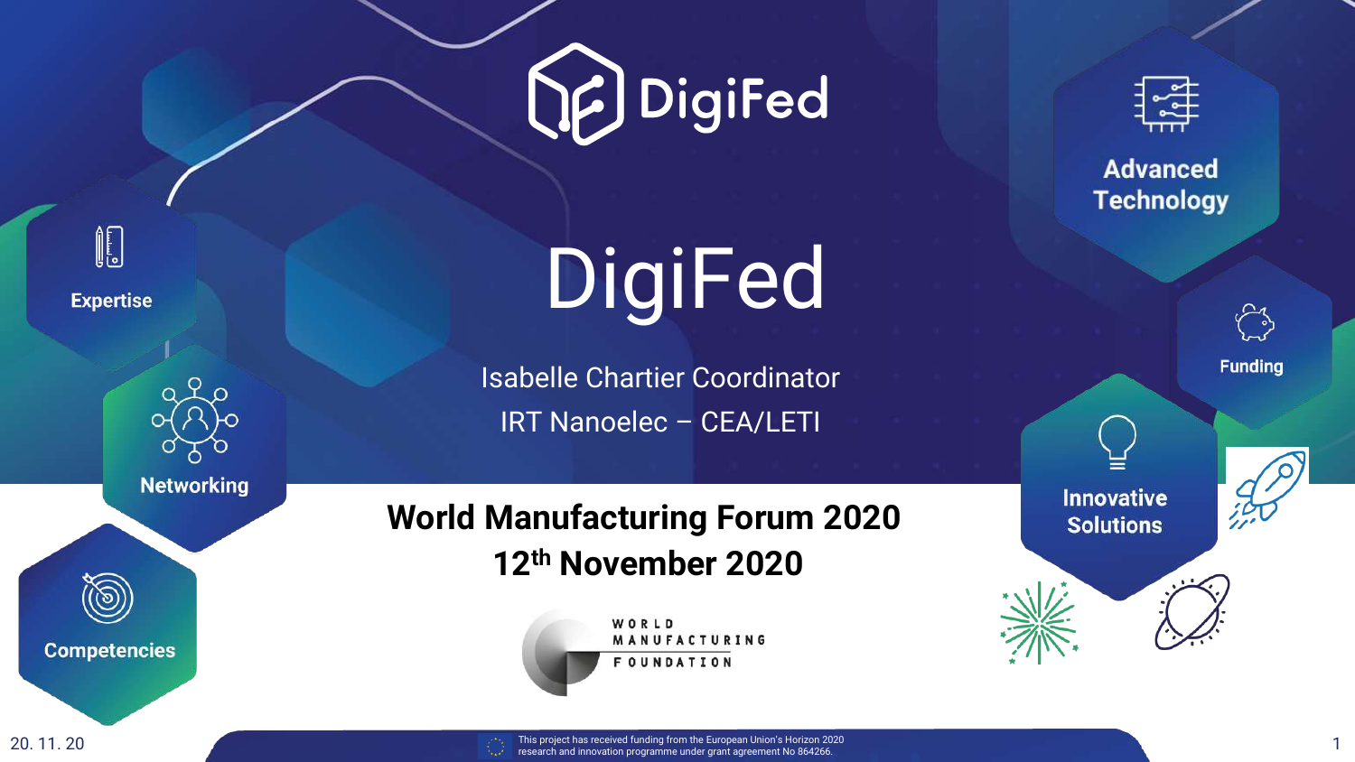# DigiFed

Isabelle Chartier Coordinator

IRT Nanoelec – CEA/LETI

**World Manufacturing Forum 2020**

**12th November 2020**

WORLD MANUFACTURING FOUNDATION

Expertise

Networking

Competencies

Advanced Technology

Funding

Innovative Solutions

20. 11. 20

This project has received funding from the European Union's Horizon 2020 research and innovation programme under grant agreement No 864266.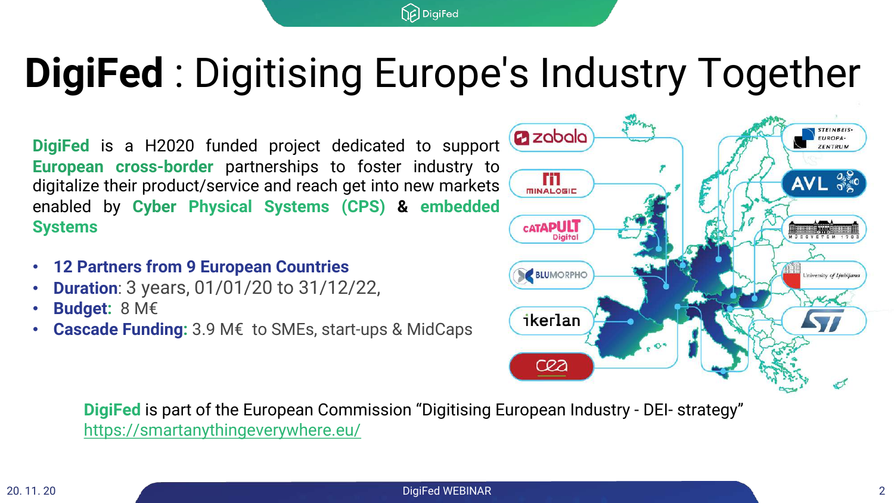# **DigiFed** : Digitising Europe's Industry Together

**DigiFed** is a H2020 funded project dedicated to support **European cross-border** partnerships to foster industry to digitalize their product/service and reach get into new markets enabled by **Cyber Physical Systems (CPS)** & **embedded Systems**

- **12 Partners from 9 European Countries**
- **Duration**: 3 years, 01/01/20 to 31/12/22,
- **Budget:** 8 M€
- **Cascade Funding:** 3.9 M€ to SMEs, start-ups & MidCaps

zabala, MINALOGIC, CATAPULT Digital, BLUMORPHO, ikerlan, cea, STEINBEIS-EUROPA-ZENTRUM, AVL, MŰEGYETEM 1782, University of Ljubljana, ST

**DigiFed** is part of the European Commission "Digitising European Industry - DEI- strategy"
https://smartanythingeverywhere.eu/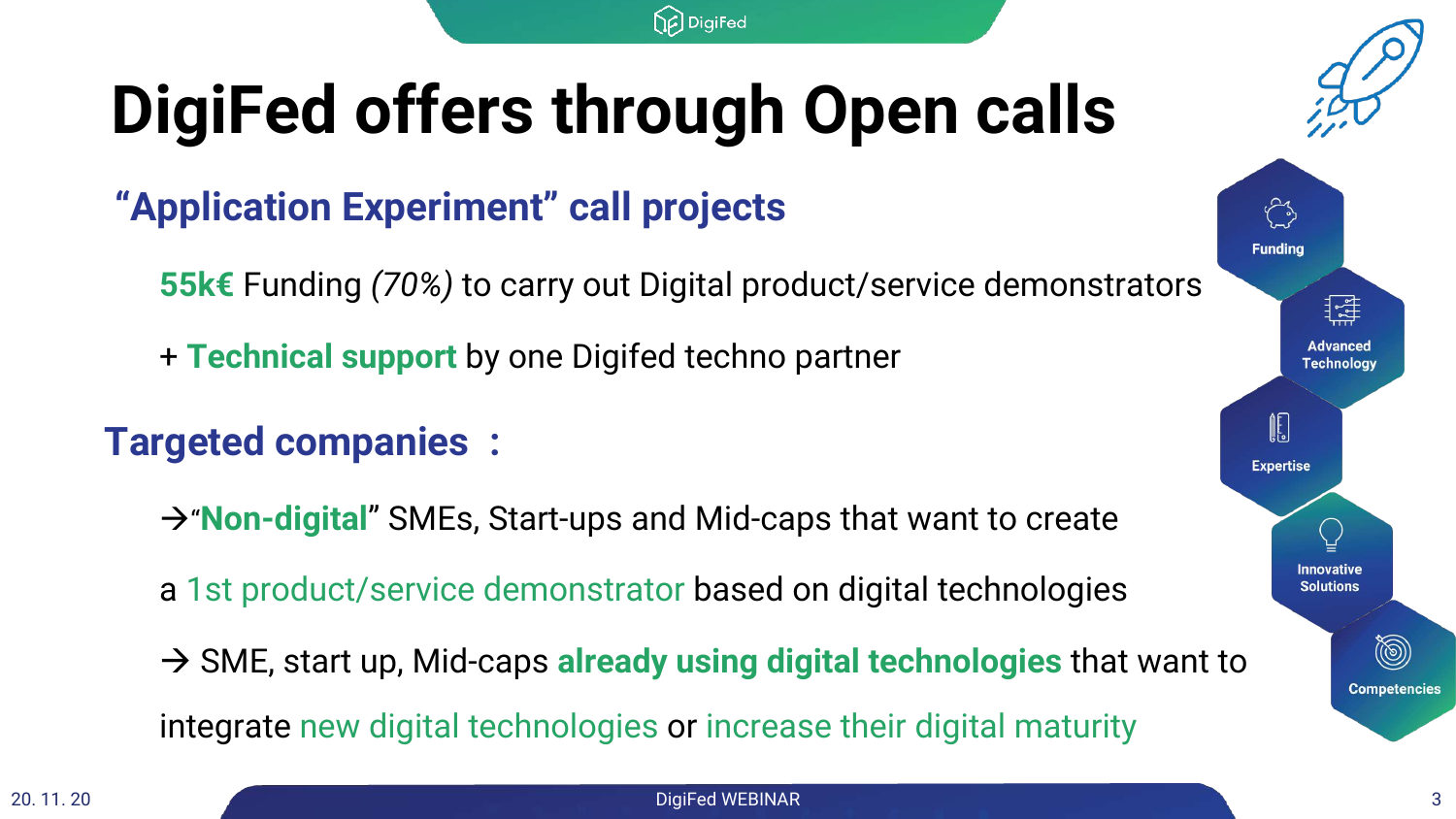# DigiFed offers through Open calls

## "Application Experiment" call projects

**55k€** Funding *(70%)* to carry out Digital product/service demonstrators

\+ **Technical support** by one Digifed techno partner

## Targeted companies :

→"**Non-digital**" SMEs, Start-ups and Mid-caps that want to create a 1st product/service demonstrator based on digital technologies

→ SME, start up, Mid-caps **already using digital technologies** that want to integrate new digital technologies or increase their digital maturity

Funding

Advanced Technology

Expertise

Innovative Solutions

Competencies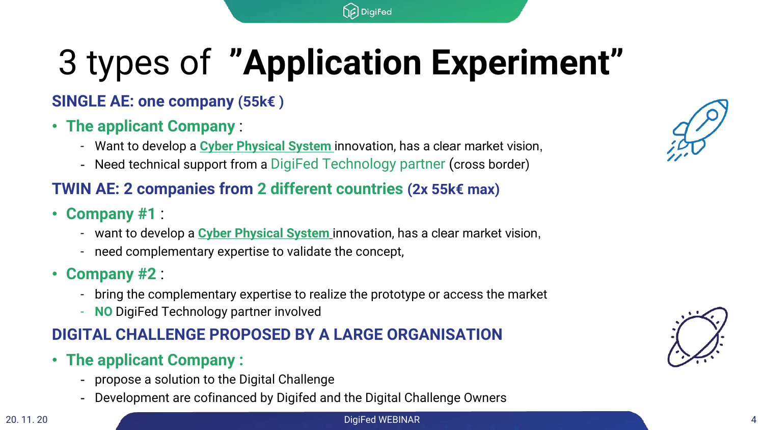# 3 types of "**Application Experiment**"

## SINGLE AE: one company (55k€ )

- **The applicant Company** :
  - Want to develop a **Cyber Physical System** innovation, has a clear market vision,
  - Need technical support from a DigiFed Technology partner (cross border)

## TWIN AE: 2 companies from 2 different countries (2x 55k€ max)

- **Company #1** :
  - want to develop a **Cyber Physical System** innovation, has a clear market vision,
  - need complementary expertise to validate the concept,
- **Company #2** :
  - bring the complementary expertise to realize the prototype or access the market
  - **NO** DigiFed Technology partner involved

## DIGITAL CHALLENGE PROPOSED BY A LARGE ORGANISATION

- **The applicant Company :**
  - propose a solution to the Digital Challenge
  - Development are cofinanced by Digifed and the Digital Challenge Owners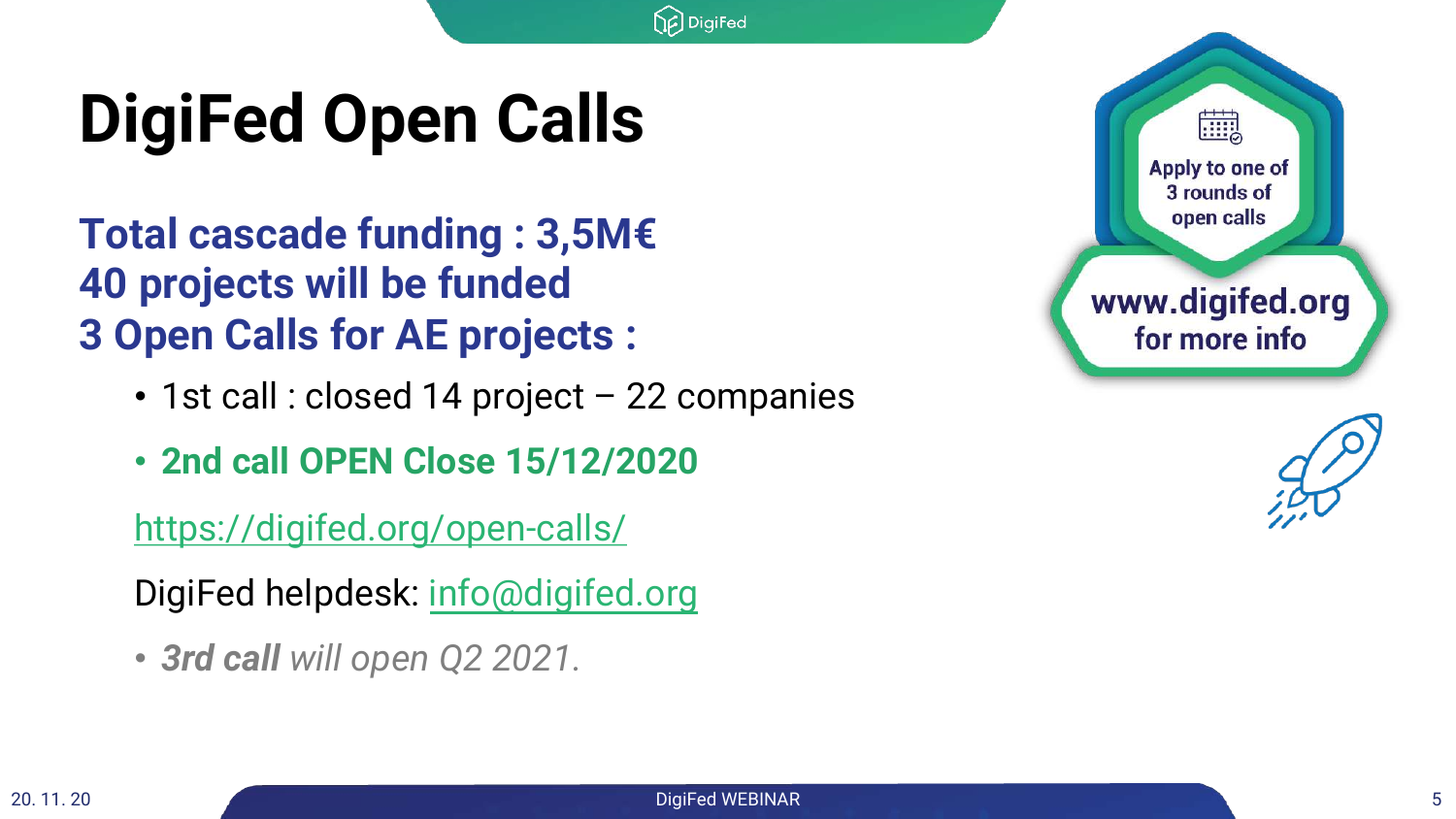# DigiFed Open Calls

**Total cascade funding : 3,5M€**
**40 projects will be funded**
**3 Open Calls for AE projects :**

- 1st call : closed 14 project – 22 companies
- **2nd call OPEN Close 15/12/2020**

  https://digifed.org/open-calls/

  DigiFed helpdesk: info@digifed.org

- ***3rd call*** *will open Q2 2021.*

Apply to one of 3 rounds of open calls

www.digifed.org for more info